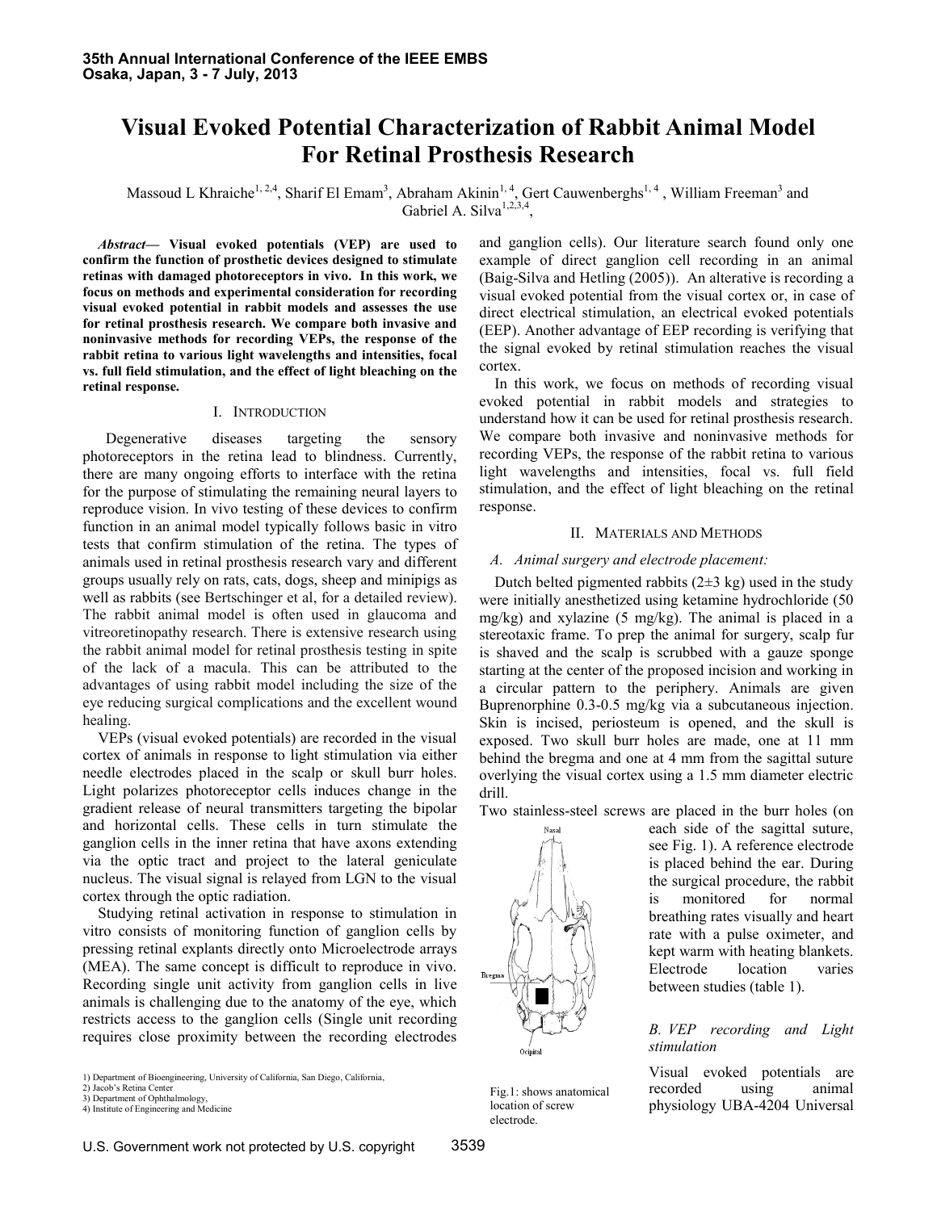# Visual Evoked Potential Characterization of Rabbit Animal Model For Retinal Prosthesis Research

Massoud L Khraiche[1, 2,4], Sharif El Emam[3], Abraham Akinin[1, 4], Gert Cauwenberghs[1, 4], William Freeman[3] and Gabriel A. Silva[1,2,3,4],

***Abstract*— Visual evoked potentials (VEP) are used to confirm the function of prosthetic devices designed to stimulate retinas with damaged photoreceptors in vivo. In this work, we focus on methods and experimental consideration for recording visual evoked potential in rabbit models and assesses the use for retinal prosthesis research. We compare both invasive and noninvasive methods for recording VEPs, the response of the rabbit retina to various light wavelengths and intensities, focal vs. full field stimulation, and the effect of light bleaching on the retinal response.**

## I. Introduction

Degenerative diseases targeting the sensory photoreceptors in the retina lead to blindness. Currently, there are many ongoing efforts to interface with the retina for the purpose of stimulating the remaining neural layers to reproduce vision. In vivo testing of these devices to confirm function in an animal model typically follows basic in vitro tests that confirm stimulation of the retina. The types of animals used in retinal prosthesis research vary and different groups usually rely on rats, cats, dogs, sheep and minipigs as well as rabbits (see Bertschinger et al, for a detailed review). The rabbit animal model is often used in glaucoma and vitreoretinopathy research. There is extensive research using the rabbit animal model for retinal prosthesis testing in spite of the lack of a macula. This can be attributed to the advantages of using rabbit model including the size of the eye reducing surgical complications and the excellent wound healing.

VEPs (visual evoked potentials) are recorded in the visual cortex of animals in response to light stimulation via either needle electrodes placed in the scalp or skull burr holes. Light polarizes photoreceptor cells induces change in the gradient release of neural transmitters targeting the bipolar and horizontal cells. These cells in turn stimulate the ganglion cells in the inner retina that have axons extending via the optic tract and project to the lateral geniculate nucleus. The visual signal is relayed from LGN to the visual cortex through the optic radiation.

Studying retinal activation in response to stimulation in vitro consists of monitoring function of ganglion cells by pressing retinal explants directly onto Microelectrode arrays (MEA). The same concept is difficult to reproduce in vivo. Recording single unit activity from ganglion cells in live animals is challenging due to the anatomy of the eye, which restricts access to the ganglion cells (Single unit recording requires close proximity between the recording electrodes and ganglion cells). Our literature search found only one example of direct ganglion cell recording in an animal (Baig-Silva and Hetling (2005)). An alterative is recording a visual evoked potential from the visual cortex or, in case of direct electrical stimulation, an electrical evoked potentials (EEP). Another advantage of EEP recording is verifying that the signal evoked by retinal stimulation reaches the visual cortex.

In this work, we focus on methods of recording visual evoked potential in rabbit models and strategies to understand how it can be used for retinal prosthesis research. We compare both invasive and noninvasive methods for recording VEPs, the response of the rabbit retina to various light wavelengths and intensities, focal vs. full field stimulation, and the effect of light bleaching on the retinal response.

## II. Materials and Methods

### *A. Animal surgery and electrode placement:*

Dutch belted pigmented rabbits (2±3 kg) used in the study were initially anesthetized using ketamine hydrochloride (50 mg/kg) and xylazine (5 mg/kg). The animal is placed in a stereotaxic frame. To prep the animal for surgery, scalp fur is shaved and the scalp is scrubbed with a gauze sponge starting at the center of the proposed incision and working in a circular pattern to the periphery. Animals are given Buprenorphine 0.3-0.5 mg/kg via a subcutaneous injection. Skin is incised, periosteum is opened, and the skull is exposed. Two skull burr holes are made, one at 11 mm behind the bregma and one at 4 mm from the sagittal suture overlying the visual cortex using a 1.5 mm diameter electric drill.

Two stainless-steel screws are placed in the burr holes (on each side of the sagittal suture, see Fig. 1). A reference electrode is placed behind the ear. During the surgical procedure, the rabbit is monitored for normal breathing rates visually and heart rate with a pulse oximeter, and kept warm with heating blankets. Electrode location varies between studies (table 1).

Nasal

Bregma

Occipital

Fig.1: shows anatomical location of screw electrode.

### *B. VEP recording and Light stimulation*

Visual evoked potentials are recorded using animal physiology UBA-4204 Universal

1) Department of Bioengineering, University of California, San Diego, California,
2) Jacob's Retina Center
3) Department of Ophthalmology,
4) Institute of Engineering and Medicine

U.S. Government work not protected by U.S. copyright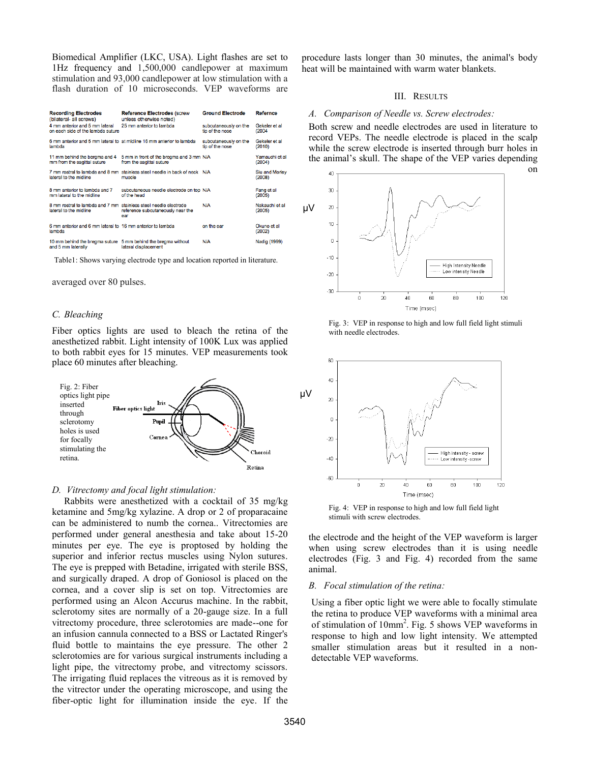Biomedical Amplifier (LKC, USA). Light flashes are set to 1Hz frequency and 1,500,000 candlepower at maximum stimulation and 93,000 candlepower at low stimulation with a flash duration of 10 microseconds. VEP waveforms are averaged over 80 pulses.

| Recording Electrodes (bilateral- all screws) | Reference Electrodes (screw unless otherwise noted) | Ground Electrode | Refernce |
|---|---|---|---|
| 4 mm anterior and 5 mm lateral on each side of the lambda suture | 25 mm anterior to lambda | subcutaneously on the tip of the nose | Gekeler et al (2004 |
| 6 mm anterior and 5 mm lateral to lambda | at midline 16 mm anterior to lambda | subcutaneously on the tip of the nose | Gekeler et al (2010) |
| 11 mm behind the bergma and 4 mm from the sagittal suture | 5 mm in front of the bregma and 3 mm from the sagittal suture | N/A | Yamauchi et al (2004) |
| 7 mm rostral to lambda and 8 mm lateral to the midline | stainless steel needle in back of neck muscle | N/A | Siu and Morley (2008) |
| 8 mm anterior to lambda and 7 mm lateral to the midline | subcutaneous needle electrode on top of the head | N/A | Fang et al (2005) |
| 8 mm rostral to lambda and 7 mm lateral to the midline | stainless steel needle electrode reference subcutaneously near the ear | N/A | Nakauchi et al (2005) |
| 6 mm anterior and 6 mm lateral to lambda | 16 mm anterior to lambda | on the ear | Okuno et al (2002) |
| 10 mm behind the bregma suture and 5 mm laterally | 5 mm behind the bregma without lateral displacement | N/A | Nadig (1999) |

Table1: Shows varying electrode type and location reported in literature.

### C. Bleaching

Fiber optics lights are used to bleach the retina of the anesthetized rabbit. Light intensity of 100K Lux was applied to both rabbit eyes for 15 minutes. VEP measurements took place 60 minutes after bleaching.

Fig. 2: Fiber optics light pipe inserted through sclerotomy holes is used for focally stimulating the retina.

### D. Vitrectomy and focal light stimulation:

Rabbits were anesthetized with a cocktail of 35 mg/kg ketamine and 5mg/kg xylazine. A drop or 2 of proparacaine can be administered to numb the cornea.. Vitrectomies are performed under general anesthesia and take about 15-20 minutes per eye. The eye is proptosed by holding the superior and inferior rectus muscles using Nylon sutures. The eye is prepped with Betadine, irrigated with sterile BSS, and surgically draped. A drop of Goniosol is placed on the cornea, and a cover slip is set on top. Vitrectomies are performed using an Alcon Accurus machine. In the rabbit, sclerotomy sites are normally of a 20-gauge size. In a full vitrectomy procedure, three sclerotomies are made--one for an infusion cannula connected to a BSS or Lactated Ringer's fluid bottle to maintains the eye pressure. The other 2 sclerotomies are for various surgical instruments including a light pipe, the vitrectomy probe, and vitrectomy scissors. The irrigating fluid replaces the vitreous as it is removed by the vitrector under the operating microscope, and using the fiber-optic light for illumination inside the eye. If the procedure lasts longer than 30 minutes, the animal's body heat will be maintained with warm water blankets.

## III. Results

### A. Comparison of Needle vs. Screw electrodes:

Both screw and needle electrodes are used in literature to record VEPs. The needle electrode is placed in the scalp while the screw electrode is inserted through burr holes in the animal's skull. The shape of the VEP varies depending on the electrode and the height of the VEP waveform is larger when using screw electrodes than it is using needle electrodes (Fig. 3 and Fig. 4) recorded from the same animal.

Fig. 3: VEP in response to high and low full field light stimuli with needle electrodes.

Fig. 4: VEP in response to high and low full field light stimuli with screw electrodes.

### B. Focal stimulation of the retina:

Using a fiber optic light we were able to focally stimulate the retina to produce VEP waveforms with a minimal area of stimulation of $10mm^2$. Fig. 5 shows VEP waveforms in response to high and low light intensity. We attempted smaller stimulation areas but it resulted in a non-detectable VEP waveforms.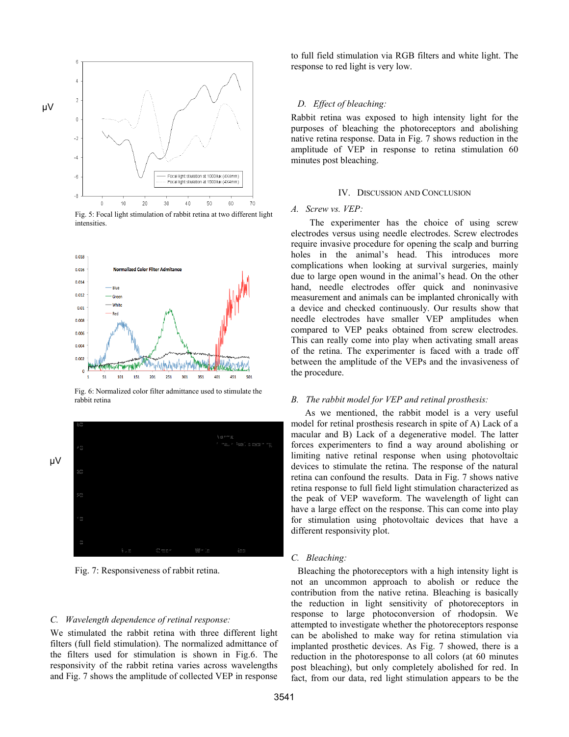μV

6
4
2
0
-2
-4
-6
-8

0 10 20 30 40 50 60 70

Focal light stuation at 1000 lux (4X4mm)
Focal light stuation at 1500 lux (4X4mm)

Fig. 5: Focal light stimulation of rabbit retina at two different light intensities.

Normalized Color Filter Admitance

Blue
Green
White
Red

0.018
0.016
0.014
0.012
0.01
0.008
0.006
0.004
0.002
0

1 51 101 151 201 251 301 351 401 451 501

Fig. 6: Normalized color filter admittance used to stimulate the rabbit retina

μV

Fig. 7: Responsiveness of rabbit retina.

*C. Wavelength dependence of retinal response:*

We stimulated the rabbit retina with three different light filters (full field stimulation). The normalized admittance of the filters used for stimulation is shown in Fig.6. The responsivity of the rabbit retina varies across wavelengths and Fig. 7 shows the amplitude of collected VEP in response to full field stimulation via RGB filters and white light. The response to red light is very low.

*D. Effect of bleaching:*

Rabbit retina was exposed to high intensity light for the purposes of bleaching the photoreceptors and abolishing native retina response. Data in Fig. 7 shows reduction in the amplitude of VEP in response to retina stimulation 60 minutes post bleaching.

## IV. Discussion and Conclusion

*A. Screw vs. VEP:*

The experimenter has the choice of using screw electrodes versus using needle electrodes. Screw electrodes require invasive procedure for opening the scalp and burring holes in the animal's head. This introduces more complications when looking at survival surgeries, mainly due to large open wound in the animal's head. On the other hand, needle electrodes offer quick and noninvasive measurement and animals can be implanted chronically with a device and checked continuously. Our results show that needle electrodes have smaller VEP amplitudes when compared to VEP peaks obtained from screw electrodes. This can really come into play when activating small areas of the retina. The experimenter is faced with a trade off between the amplitude of the VEPs and the invasiveness of the procedure.

*B. The rabbit model for VEP and retinal prosthesis:*

As we mentioned, the rabbit model is a very useful model for retinal prosthesis research in spite of A) Lack of a macular and B) Lack of a degenerative model. The latter forces experimenters to find a way around abolishing or limiting native retinal response when using photovoltaic devices to stimulate the retina. The response of the natural retina can confound the results. Data in Fig. 7 shows native retina response to full field light stimulation characterized as the peak of VEP waveform. The wavelength of light can have a large effect on the response. This can come into play for stimulation using photovoltaic devices that have a different responsivity plot.

*C. Bleaching:*

Bleaching the photoreceptors with a high intensity light is not an uncommon approach to abolish or reduce the contribution from the native retina. Bleaching is basically the reduction in light sensitivity of photoreceptors in response to large photoconversion of rhodopsin. We attempted to investigate whether the photoreceptors response can be abolished to make way for retina stimulation via implanted prosthetic devices. As Fig. 7 showed, there is a reduction in the photoresponse to all colors (at 60 minutes post bleaching), but only completely abolished for red. In fact, from our data, red light stimulation appears to be the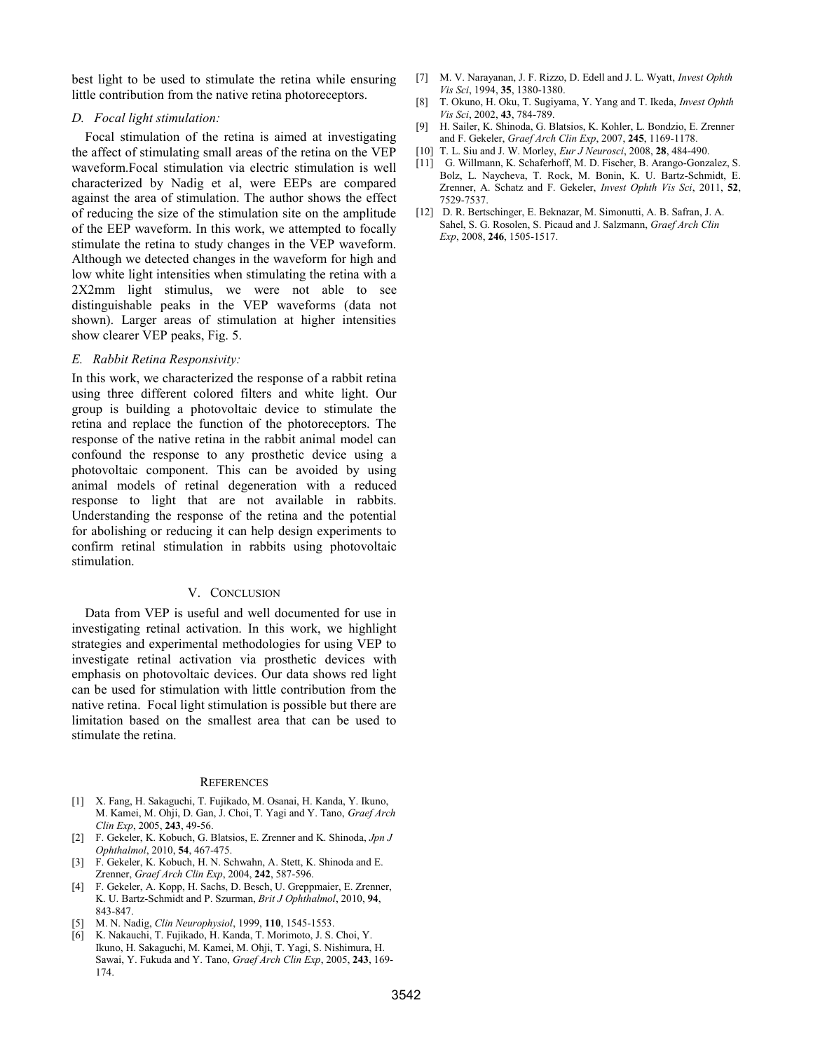best light to be used to stimulate the retina while ensuring little contribution from the native retina photoreceptors.

### *D. Focal light stimulation:*

Focal stimulation of the retina is aimed at investigating the affect of stimulating small areas of the retina on the VEP waveform.Focal stimulation via electric stimulation is well characterized by Nadig et al, were EEPs are compared against the area of stimulation. The author shows the effect of reducing the size of the stimulation site on the amplitude of the EEP waveform. In this work, we attempted to focally stimulate the retina to study changes in the VEP waveform. Although we detected changes in the waveform for high and low white light intensities when stimulating the retina with a 2X2mm light stimulus, we were not able to see distinguishable peaks in the VEP waveforms (data not shown). Larger areas of stimulation at higher intensities show clearer VEP peaks, Fig. 5.

### *E. Rabbit Retina Responsivity:*

In this work, we characterized the response of a rabbit retina using three different colored filters and white light. Our group is building a photovoltaic device to stimulate the retina and replace the function of the photoreceptors. The response of the native retina in the rabbit animal model can confound the response to any prosthetic device using a photovoltaic component. This can be avoided by using animal models of retinal degeneration with a reduced response to light that are not available in rabbits. Understanding the response of the retina and the potential for abolishing or reducing it can help design experiments to confirm retinal stimulation in rabbits using photovoltaic stimulation.

## V. Conclusion

Data from VEP is useful and well documented for use in investigating retinal activation. In this work, we highlight strategies and experimental methodologies for using VEP to investigate retinal activation via prosthetic devices with emphasis on photovoltaic devices. Our data shows red light can be used for stimulation with little contribution from the native retina. Focal light stimulation is possible but there are limitation based on the smallest area that can be used to stimulate the retina.

## References

[1] X. Fang, H. Sakaguchi, T. Fujikado, M. Osanai, H. Kanda, Y. Ikuno, M. Kamei, M. Ohji, D. Gan, J. Choi, T. Yagi and Y. Tano, *Graef Arch Clin Exp*, 2005, **243**, 49-56.

[2] F. Gekeler, K. Kobuch, G. Blatsios, E. Zrenner and K. Shinoda, *Jpn J Ophthalmol*, 2010, **54**, 467-475.

[3] F. Gekeler, K. Kobuch, H. N. Schwahn, A. Stett, K. Shinoda and E. Zrenner, *Graef Arch Clin Exp*, 2004, **242**, 587-596.

[4] F. Gekeler, A. Kopp, H. Sachs, D. Besch, U. Greppmaier, E. Zrenner, K. U. Bartz-Schmidt and P. Szurman, *Brit J Ophthalmol*, 2010, **94**, 843-847.

[5] M. N. Nadig, *Clin Neurophysiol*, 1999, **110**, 1545-1553.

[6] K. Nakauchi, T. Fujikado, H. Kanda, T. Morimoto, J. S. Choi, Y. Ikuno, H. Sakaguchi, M. Kamei, M. Ohji, T. Yagi, S. Nishimura, H. Sawai, Y. Fukuda and Y. Tano, *Graef Arch Clin Exp*, 2005, **243**, 169-174.

[7] M. V. Narayanan, J. F. Rizzo, D. Edell and J. L. Wyatt, *Invest Ophth Vis Sci*, 1994, **35**, 1380-1380.

[8] T. Okuno, H. Oku, T. Sugiyama, Y. Yang and T. Ikeda, *Invest Ophth Vis Sci*, 2002, **43**, 784-789.

[9] H. Sailer, K. Shinoda, G. Blatsios, K. Kohler, L. Bondzio, E. Zrenner and F. Gekeler, *Graef Arch Clin Exp*, 2007, **245**, 1169-1178.

[10] T. L. Siu and J. W. Morley, *Eur J Neurosci*, 2008, **28**, 484-490.

[11] G. Willmann, K. Schaferhoff, M. D. Fischer, B. Arango-Gonzalez, S. Bolz, L. Naycheva, T. Rock, M. Bonin, K. U. Bartz-Schmidt, E. Zrenner, A. Schatz and F. Gekeler, *Invest Ophth Vis Sci*, 2011, **52**, 7529-7537.

[12] D. R. Bertschinger, E. Beknazar, M. Simonutti, A. B. Safran, J. A. Sahel, S. G. Rosolen, S. Picaud and J. Salzmann, *Graef Arch Clin Exp*, 2008, **246**, 1505-1517.